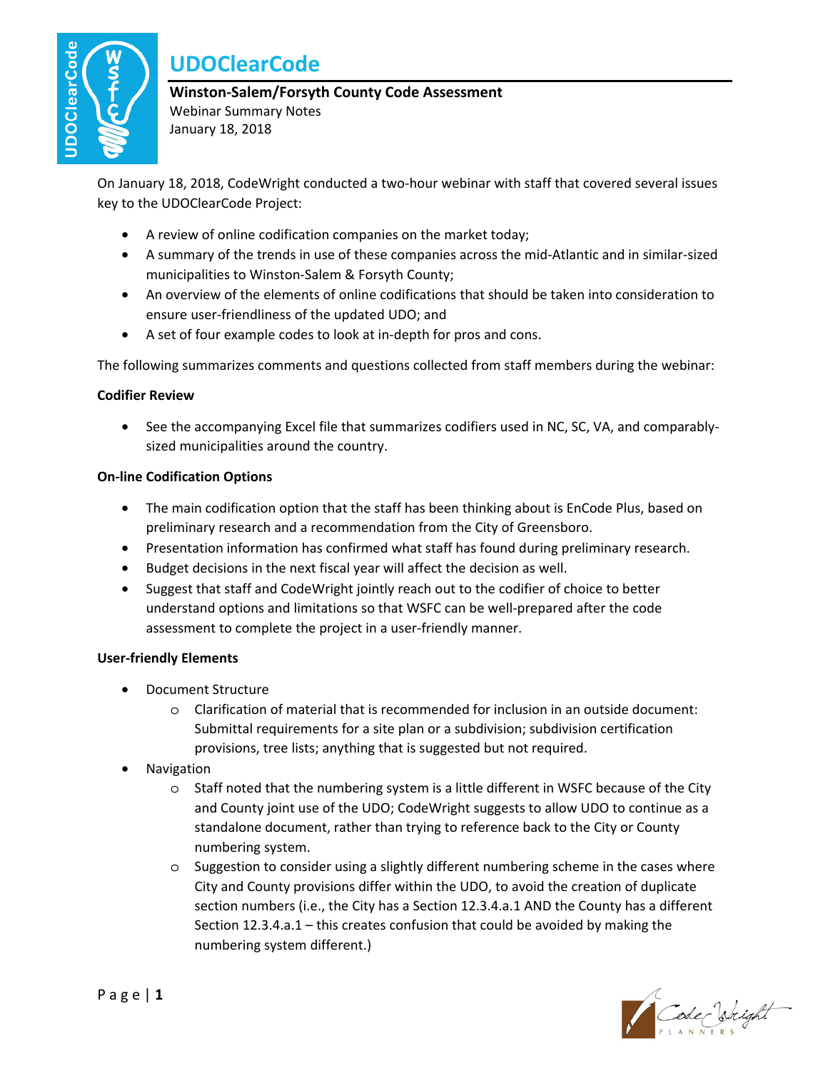# UDOClearCode

**Winston-Salem/Forsyth County Code Assessment**
Webinar Summary Notes
January 18, 2018

On January 18, 2018, CodeWright conducted a two-hour webinar with staff that covered several issues key to the UDOClearCode Project:

- A review of online codification companies on the market today;
- A summary of the trends in use of these companies across the mid-Atlantic and in similar-sized municipalities to Winston-Salem & Forsyth County;
- An overview of the elements of online codifications that should be taken into consideration to ensure user-friendliness of the updated UDO; and
- A set of four example codes to look at in-depth for pros and cons.

The following summarizes comments and questions collected from staff members during the webinar:

**Codifier Review**

- See the accompanying Excel file that summarizes codifiers used in NC, SC, VA, and comparably-sized municipalities around the country.

**On-line Codification Options**

- The main codification option that the staff has been thinking about is EnCode Plus, based on preliminary research and a recommendation from the City of Greensboro.
- Presentation information has confirmed what staff has found during preliminary research.
- Budget decisions in the next fiscal year will affect the decision as well.
- Suggest that staff and CodeWright jointly reach out to the codifier of choice to better understand options and limitations so that WSFC can be well-prepared after the code assessment to complete the project in a user-friendly manner.

**User-friendly Elements**

- Document Structure
  - Clarification of material that is recommended for inclusion in an outside document: Submittal requirements for a site plan or a subdivision; subdivision certification provisions, tree lists; anything that is suggested but not required.
- Navigation
  - Staff noted that the numbering system is a little different in WSFC because of the City and County joint use of the UDO; CodeWright suggests to allow UDO to continue as a standalone document, rather than trying to reference back to the City or County numbering system.
  - Suggestion to consider using a slightly different numbering scheme in the cases where City and County provisions differ within the UDO, to avoid the creation of duplicate section numbers (i.e., the City has a Section 12.3.4.a.1 AND the County has a different Section 12.3.4.a.1 – this creates confusion that could be avoided by making the numbering system different.)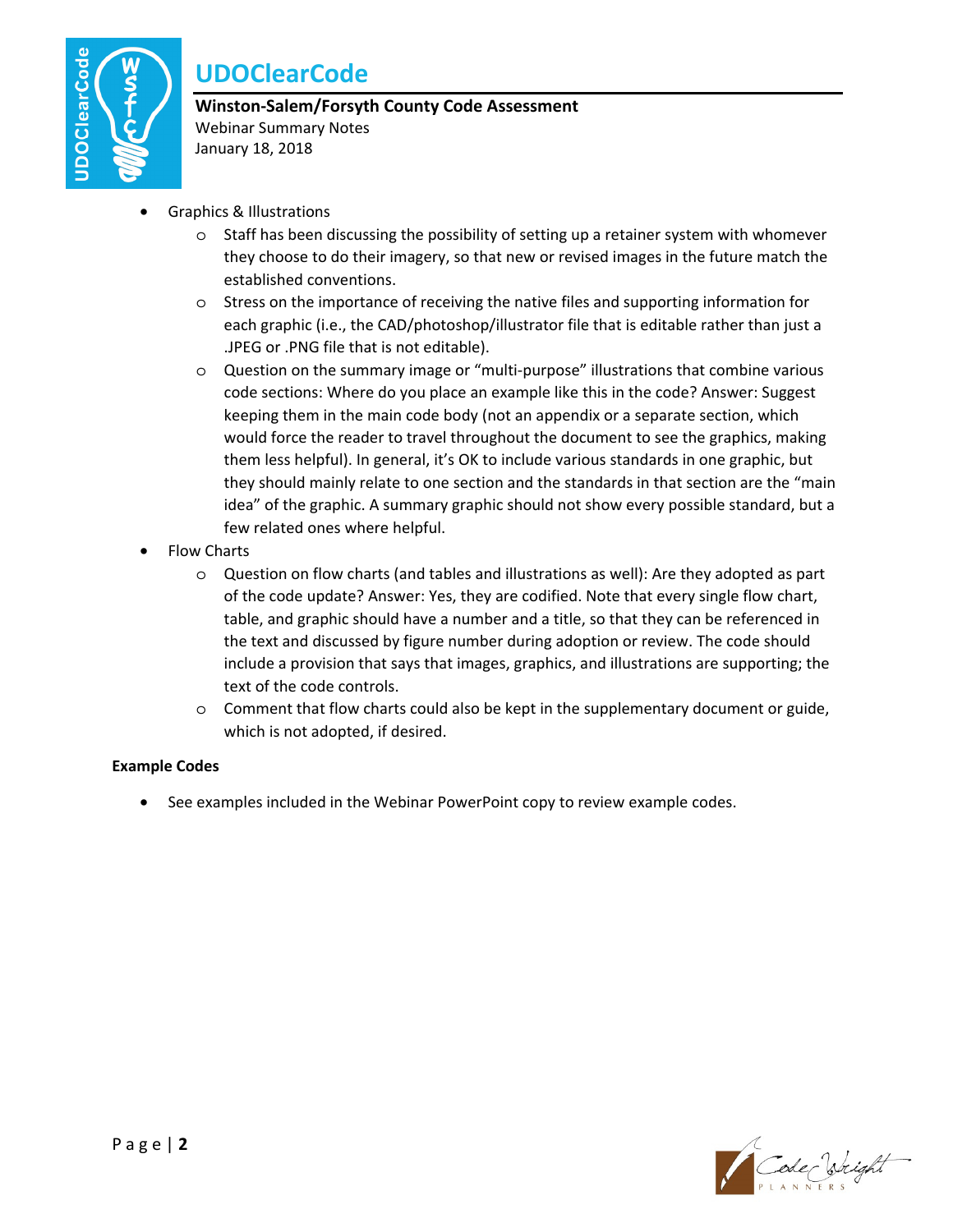- Graphics & Illustrations
    - Staff has been discussing the possibility of setting up a retainer system with whomever they choose to do their imagery, so that new or revised images in the future match the established conventions.
    - Stress on the importance of receiving the native files and supporting information for each graphic (i.e., the CAD/photoshop/illustrator file that is editable rather than just a .JPEG or .PNG file that is not editable).
    - Question on the summary image or "multi-purpose" illustrations that combine various code sections: Where do you place an example like this in the code? Answer: Suggest keeping them in the main code body (not an appendix or a separate section, which would force the reader to travel throughout the document to see the graphics, making them less helpful). In general, it's OK to include various standards in one graphic, but they should mainly relate to one section and the standards in that section are the "main idea" of the graphic. A summary graphic should not show every possible standard, but a few related ones where helpful.
- Flow Charts
    - Question on flow charts (and tables and illustrations as well): Are they adopted as part of the code update? Answer: Yes, they are codified. Note that every single flow chart, table, and graphic should have a number and a title, so that they can be referenced in the text and discussed by figure number during adoption or review. The code should include a provision that says that images, graphics, and illustrations are supporting; the text of the code controls.
    - Comment that flow charts could also be kept in the supplementary document or guide, which is not adopted, if desired.

**Example Codes**

- See examples included in the Webinar PowerPoint copy to review example codes.